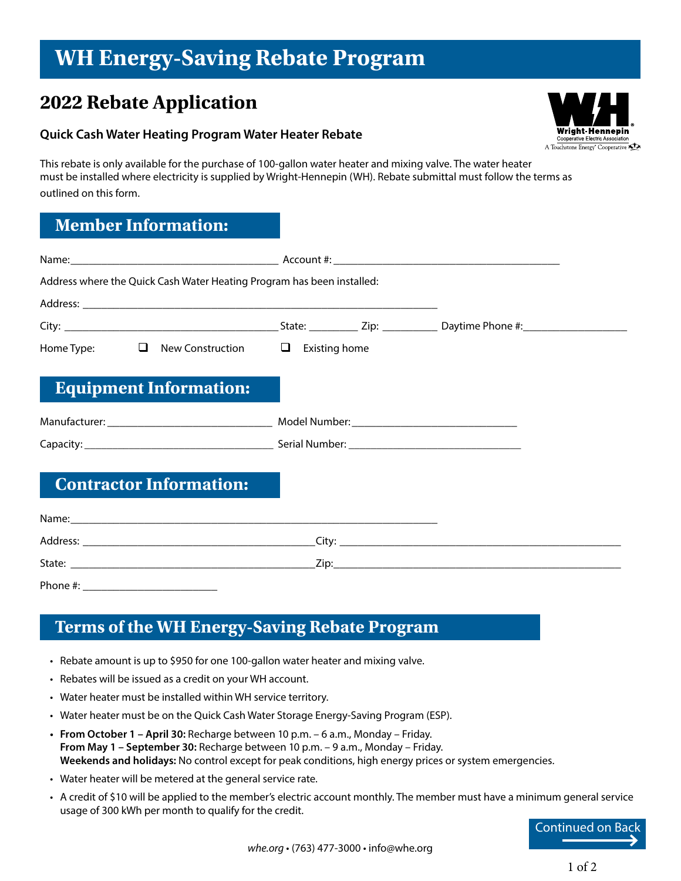# WH Energy-Saving Rebate Program

## 2022 Rebate Application

**Quick Cash Water Heating Program Water Heater Rebate**

Wright-Hennepin Cooperative Electric Association
A Touchstone Energy® Cooperative

This rebate is only available for the purchase of 100-gallon water heater and mixing valve. The water heater must be installed where electricity is supplied by Wright-Hennepin (WH). Rebate submittal must follow the terms as outlined on this form.

## Member Information:

Name:\_\_\_\_\_\_\_\_\_\_\_\_\_\_\_\_\_\_\_\_\_\_\_\_\_\_\_\_\_\_\_\_\_\_\_\_\_\_ Account #: \_\_\_\_\_\_\_\_\_\_\_\_\_\_\_\_\_\_\_\_\_\_\_\_\_\_\_\_\_\_\_\_\_\_\_\_\_\_\_\_\_\_

Address where the Quick Cash Water Heating Program has been installed:

Address: \_\_\_\_\_\_\_\_\_\_\_\_\_\_\_\_\_\_\_\_\_\_\_\_\_\_\_\_\_\_\_\_\_\_\_\_\_\_\_\_\_\_\_\_\_\_\_\_\_\_\_\_\_\_\_\_\_\_\_\_\_\_\_\_

City: \_\_\_\_\_\_\_\_\_\_\_\_\_\_\_\_\_\_\_\_\_\_\_\_\_\_\_\_\_\_\_\_\_\_\_\_\_\_\_\_ State: \_\_\_\_\_\_\_\_\_ Zip: \_\_\_\_\_\_\_\_\_\_ Daytime Phone #:\_\_\_\_\_\_\_\_\_\_\_\_\_\_\_\_\_\_\_\_

Home Type: ☐ New Construction ☐ Existing home

## Equipment Information:

Manufacturer: \_\_\_\_\_\_\_\_\_\_\_\_\_\_\_\_\_\_\_\_\_\_\_\_\_\_\_\_\_\_\_ Model Number: \_\_\_\_\_\_\_\_\_\_\_\_\_\_\_\_\_\_\_\_\_\_\_\_\_\_\_\_\_\_\_

Capacity: \_\_\_\_\_\_\_\_\_\_\_\_\_\_\_\_\_\_\_\_\_\_\_\_\_\_\_\_\_\_\_\_\_\_\_ Serial Number: \_\_\_\_\_\_\_\_\_\_\_\_\_\_\_\_\_\_\_\_\_\_\_\_\_\_\_\_\_\_\_\_\_

## Contractor Information:

Name:\_\_\_\_\_\_\_\_\_\_\_\_\_\_\_\_\_\_\_\_\_\_\_\_\_\_\_\_\_\_\_\_\_\_\_\_\_\_\_\_\_\_\_\_\_\_\_\_\_\_\_\_\_\_\_\_\_\_\_\_\_\_\_\_\_\_\_

Address: \_\_\_\_\_\_\_\_\_\_\_\_\_\_\_\_\_\_\_\_\_\_\_\_\_\_\_\_\_\_\_\_\_\_\_\_\_\_\_\_\_\_\_ City: \_\_\_\_\_\_\_\_\_\_\_\_\_\_\_\_\_\_\_\_\_\_\_\_\_\_\_\_\_\_\_\_\_\_\_\_\_\_\_\_\_\_\_\_\_\_\_\_\_\_

State: \_\_\_\_\_\_\_\_\_\_\_\_\_\_\_\_\_\_\_\_\_\_\_\_\_\_\_\_\_\_\_\_\_\_\_\_\_\_\_\_\_\_\_\_\_ Zip:\_\_\_\_\_\_\_\_\_\_\_\_\_\_\_\_\_\_\_\_\_\_\_\_\_\_\_\_\_\_\_\_\_\_\_\_\_\_\_\_\_\_\_\_\_\_\_\_\_\_\_\_\_

Phone #: \_\_\_\_\_\_\_\_\_\_\_\_\_\_\_\_\_\_\_\_\_\_\_\_\_

## Terms of the WH Energy-Saving Rebate Program

- Rebate amount is up to $950 for one 100-gallon water heater and mixing valve.
- Rebates will be issued as a credit on your WH account.
- Water heater must be installed within WH service territory.
- Water heater must be on the Quick Cash Water Storage Energy-Saving Program (ESP).
- **From October 1 – April 30:** Recharge between 10 p.m. – 6 a.m., Monday – Friday.
  **From May 1 – September 30:** Recharge between 10 p.m. – 9 a.m., Monday – Friday.
  **Weekends and holidays:** No control except for peak conditions, high energy prices or system emergencies.
- Water heater will be metered at the general service rate.
- A credit of $10 will be applied to the member's electric account monthly. The member must have a minimum general service usage of 300 kWh per month to qualify for the credit.

Continued on Back →

*whe.org* • (763) 477-3000 • info@whe.org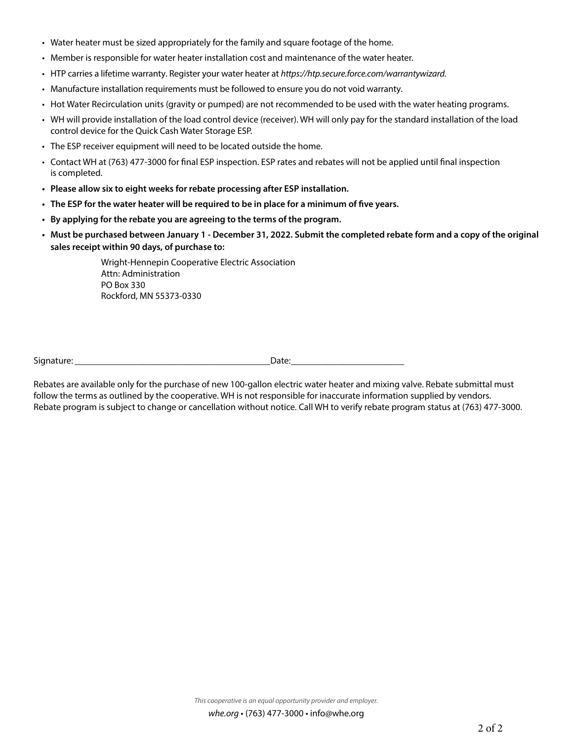- Water heater must be sized appropriately for the family and square footage of the home.
- Member is responsible for water heater installation cost and maintenance of the water heater.
- HTP carries a lifetime warranty. Register your water heater at *https://htp.secure.force.com/warrantywizard.*
- Manufacture installation requirements must be followed to ensure you do not void warranty.
- Hot Water Recirculation units (gravity or pumped) are not recommended to be used with the water heating programs.
- WH will provide installation of the load control device (receiver). WH will only pay for the standard installation of the load control device for the Quick Cash Water Storage ESP.
- The ESP receiver equipment will need to be located outside the home.
- Contact WH at (763) 477-3000 for final ESP inspection. ESP rates and rebates will not be applied until final inspection is completed.
- **Please allow six to eight weeks for rebate processing after ESP installation.**
- **The ESP for the water heater will be required to be in place for a minimum of five years.**
- **By applying for the rebate you are agreeing to the terms of the program.**
- **Must be purchased between January 1 - December 31, 2022. Submit the completed rebate form and a copy of the original sales receipt within 90 days, of purchase to:**

  Wright-Hennepin Cooperative Electric Association
  Attn: Administration
  PO Box 330
  Rockford, MN 55373-0330

Signature: ________________________________________ Date: ________________________

Rebates are available only for the purchase of new 100-gallon electric water heater and mixing valve. Rebate submittal must follow the terms as outlined by the cooperative. WH is not responsible for inaccurate information supplied by vendors. Rebate program is subject to change or cancellation without notice. Call WH to verify rebate program status at (763) 477-3000.

*This cooperative is an equal opportunity provider and employer.*

*whe.org* • (763) 477-3000 • info@whe.org